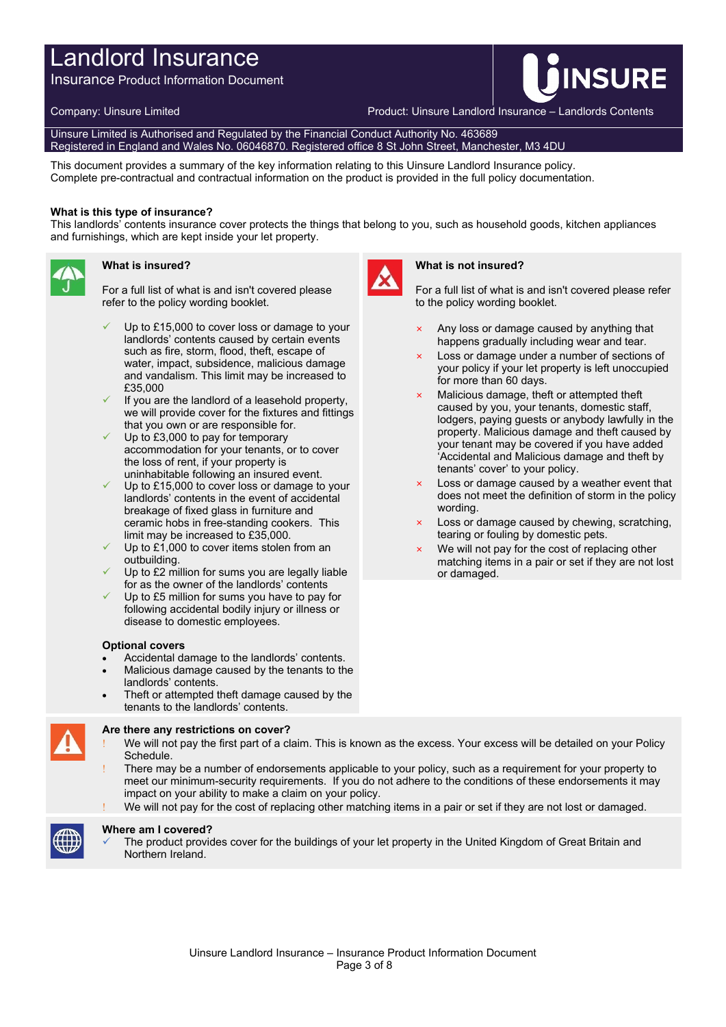# Landlord Insurance

## Insurance Product Information Document

Company: Uinsure Limited

Product: Uinsure Landlord Insurance – Landlords Contents

Uinsure Limited is Authorised and Regulated by the Financial Conduct Authority No. 463689
Registered in England and Wales No. 06046870. Registered office 8 St John Street, Manchester, M3 4DU

This document provides a summary of the key information relating to this Uinsure Landlord Insurance policy.
Complete pre-contractual and contractual information on the product is provided in the full policy documentation.

**What is this type of insurance?**
This landlords' contents insurance cover protects the things that belong to you, such as household goods, kitchen appliances and furnishings, which are kept inside your let property.

### What is insured?

For a full list of what is and isn't covered please refer to the policy wording booklet.

- ✓ Up to £15,000 to cover loss or damage to your landlords' contents caused by certain events such as fire, storm, flood, theft, escape of water, impact, subsidence, malicious damage and vandalism. This limit may be increased to £35,000
- ✓ If you are the landlord of a leasehold property, we will provide cover for the fixtures and fittings that you own or are responsible for.
- ✓ Up to £3,000 to pay for temporary accommodation for your tenants, or to cover the loss of rent, if your property is uninhabitable following an insured event.
- ✓ Up to £15,000 to cover loss or damage to your landlords' contents in the event of accidental breakage of fixed glass in furniture and ceramic hobs in free-standing cookers. This limit may be increased to £35,000.
- ✓ Up to £1,000 to cover items stolen from an outbuilding.
- ✓ Up to £2 million for sums you are legally liable for as the owner of the landlords' contents
- ✓ Up to £5 million for sums you have to pay for following accidental bodily injury or illness or disease to domestic employees.

**Optional covers**

- Accidental damage to the landlords' contents.
- Malicious damage caused by the tenants to the landlords' contents.
- Theft or attempted theft damage caused by the tenants to the landlords' contents.

### What is not insured?

For a full list of what is and isn't covered please refer to the policy wording booklet.

- × Any loss or damage caused by anything that happens gradually including wear and tear.
- × Loss or damage under a number of sections of your policy if your let property is left unoccupied for more than 60 days.
- × Malicious damage, theft or attempted theft caused by you, your tenants, domestic staff, lodgers, paying guests or anybody lawfully in the property. Malicious damage and theft caused by your tenant may be covered if you have added 'Accidental and Malicious damage and theft by tenants' cover' to your policy.
- × Loss or damage caused by a weather event that does not meet the definition of storm in the policy wording.
- × Loss or damage caused by chewing, scratching, tearing or fouling by domestic pets.
- × We will not pay for the cost of replacing other matching items in a pair or set if they are not lost or damaged.

### Are there any restrictions on cover?

- ! We will not pay the first part of a claim. This is known as the excess. Your excess will be detailed on your Policy Schedule.
- ! There may be a number of endorsements applicable to your policy, such as a requirement for your property to meet our minimum-security requirements. If you do not adhere to the conditions of these endorsements it may impact on your ability to make a claim on your policy.
- ! We will not pay for the cost of replacing other matching items in a pair or set if they are not lost or damaged.

### Where am I covered?

- ✓ The product provides cover for the buildings of your let property in the United Kingdom of Great Britain and Northern Ireland.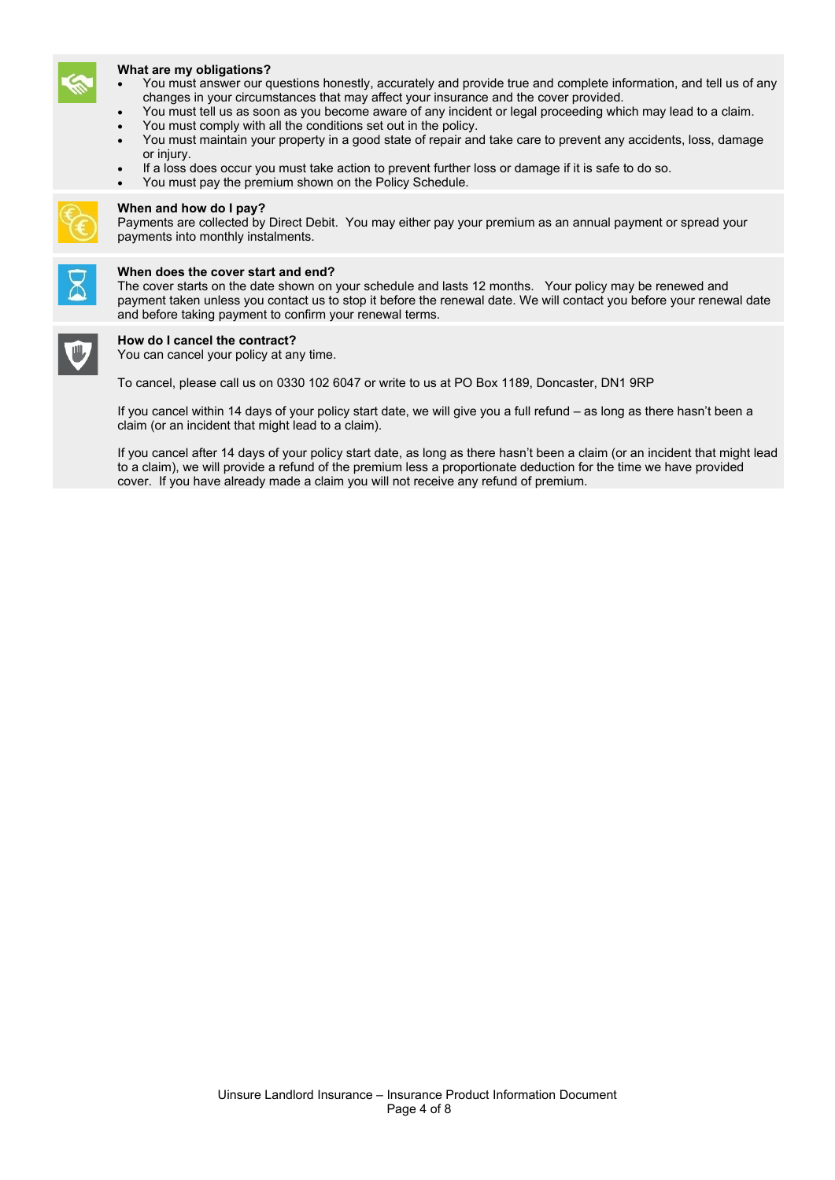### What are my obligations?

- You must answer our questions honestly, accurately and provide true and complete information, and tell us of any changes in your circumstances that may affect your insurance and the cover provided.
- You must tell us as soon as you become aware of any incident or legal proceeding which may lead to a claim.
- You must comply with all the conditions set out in the policy.
- You must maintain your property in a good state of repair and take care to prevent any accidents, loss, damage or injury.
- If a loss does occur you must take action to prevent further loss or damage if it is safe to do so.
- You must pay the premium shown on the Policy Schedule.

### When and how do I pay?

Payments are collected by Direct Debit. You may either pay your premium as an annual payment or spread your payments into monthly instalments.

### When does the cover start and end?

The cover starts on the date shown on your schedule and lasts 12 months. Your policy may be renewed and payment taken unless you contact us to stop it before the renewal date. We will contact you before your renewal date and before taking payment to confirm your renewal terms.

### How do I cancel the contract?

You can cancel your policy at any time.

To cancel, please call us on 0330 102 6047 or write to us at PO Box 1189, Doncaster, DN1 9RP

If you cancel within 14 days of your policy start date, we will give you a full refund – as long as there hasn't been a claim (or an incident that might lead to a claim).

If you cancel after 14 days of your policy start date, as long as there hasn't been a claim (or an incident that might lead to a claim), we will provide a refund of the premium less a proportionate deduction for the time we have provided cover. If you have already made a claim you will not receive any refund of premium.